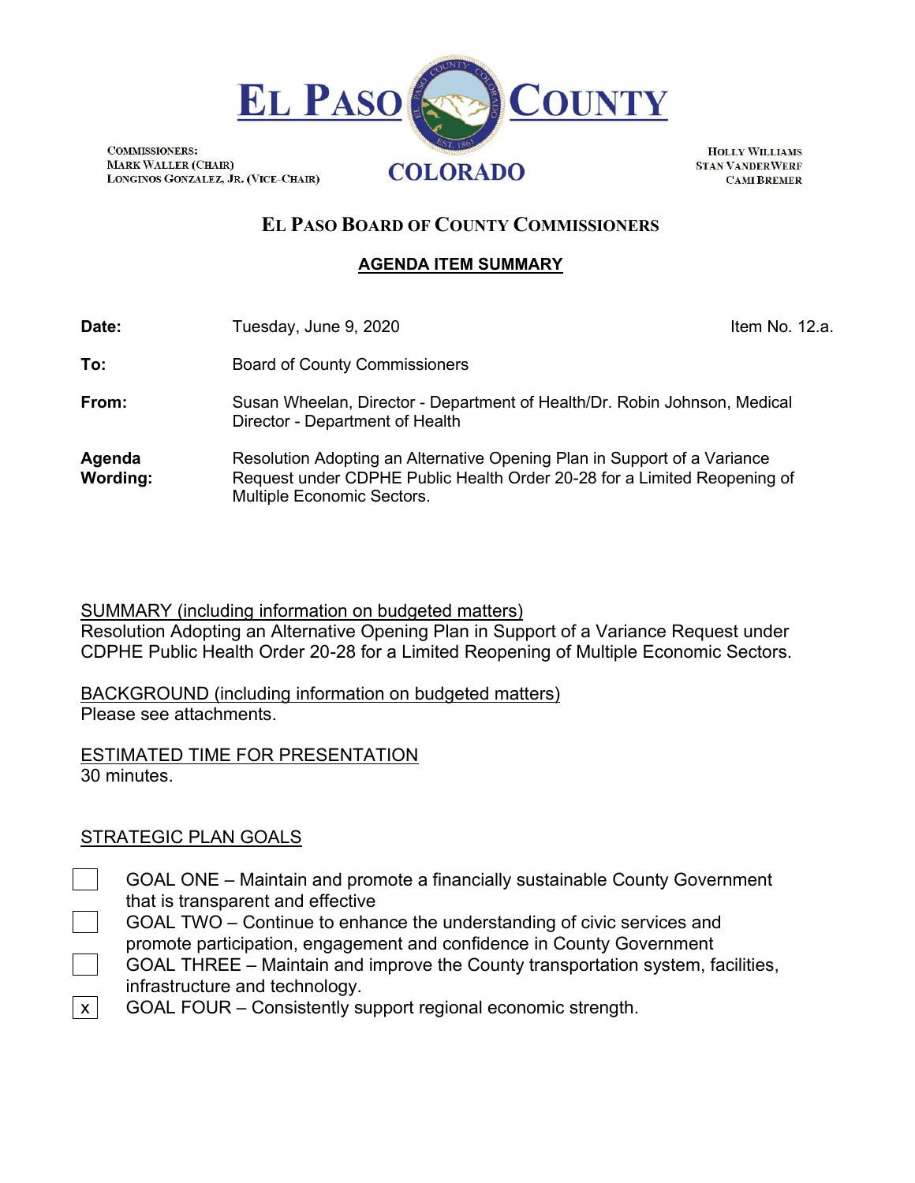# EL PASO COUNTY

COMMISSIONERS:
MARK WALLER (CHAIR)
LONGINOS GONZALEZ, JR. (VICE-CHAIR)

COLORADO

HOLLY WILLIAMS
STAN VANDERWERF
CAMI BREMER

## EL PASO BOARD OF COUNTY COMMISSIONERS

### AGENDA ITEM SUMMARY

**Date:** Tuesday, June 9, 2020 — Item No. 12.a.

**To:** Board of County Commissioners

**From:** Susan Wheelan, Director - Department of Health/Dr. Robin Johnson, Medical Director - Department of Health

**Agenda Wording:** Resolution Adopting an Alternative Opening Plan in Support of a Variance Request under CDPHE Public Health Order 20-28 for a Limited Reopening of Multiple Economic Sectors.

SUMMARY (including information on budgeted matters)
Resolution Adopting an Alternative Opening Plan in Support of a Variance Request under CDPHE Public Health Order 20-28 for a Limited Reopening of Multiple Economic Sectors.

BACKGROUND (including information on budgeted matters)
Please see attachments.

ESTIMATED TIME FOR PRESENTATION
30 minutes.

STRATEGIC PLAN GOALS

- [ ] GOAL ONE – Maintain and promote a financially sustainable County Government that is transparent and effective
- [ ] GOAL TWO – Continue to enhance the understanding of civic services and promote participation, engagement and confidence in County Government
- [ ] GOAL THREE – Maintain and improve the County transportation system, facilities, infrastructure and technology.
- [x] GOAL FOUR – Consistently support regional economic strength.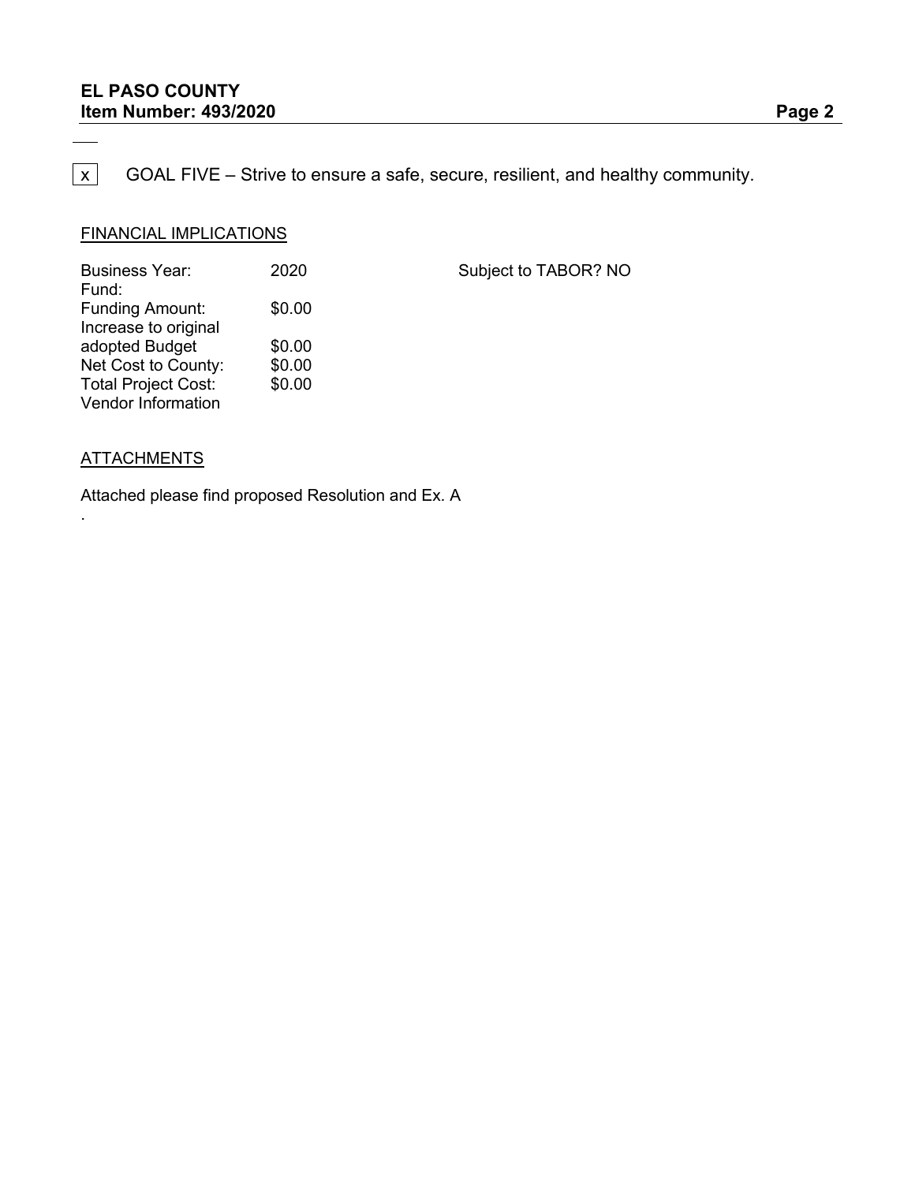[x] GOAL FIVE – Strive to ensure a safe, secure, resilient, and healthy community.

FINANCIAL IMPLICATIONS

| | | |
|---|---|---|
| Business Year: | 2020 | Subject to TABOR? NO |
| Fund: | | |
| Funding Amount: | $0.00 | |
| Increase to original adopted Budget | $0.00 | |
| Net Cost to County: | $0.00 | |
| Total Project Cost: | $0.00 | |
| Vendor Information | | |

ATTACHMENTS

Attached please find proposed Resolution and Ex. A

.